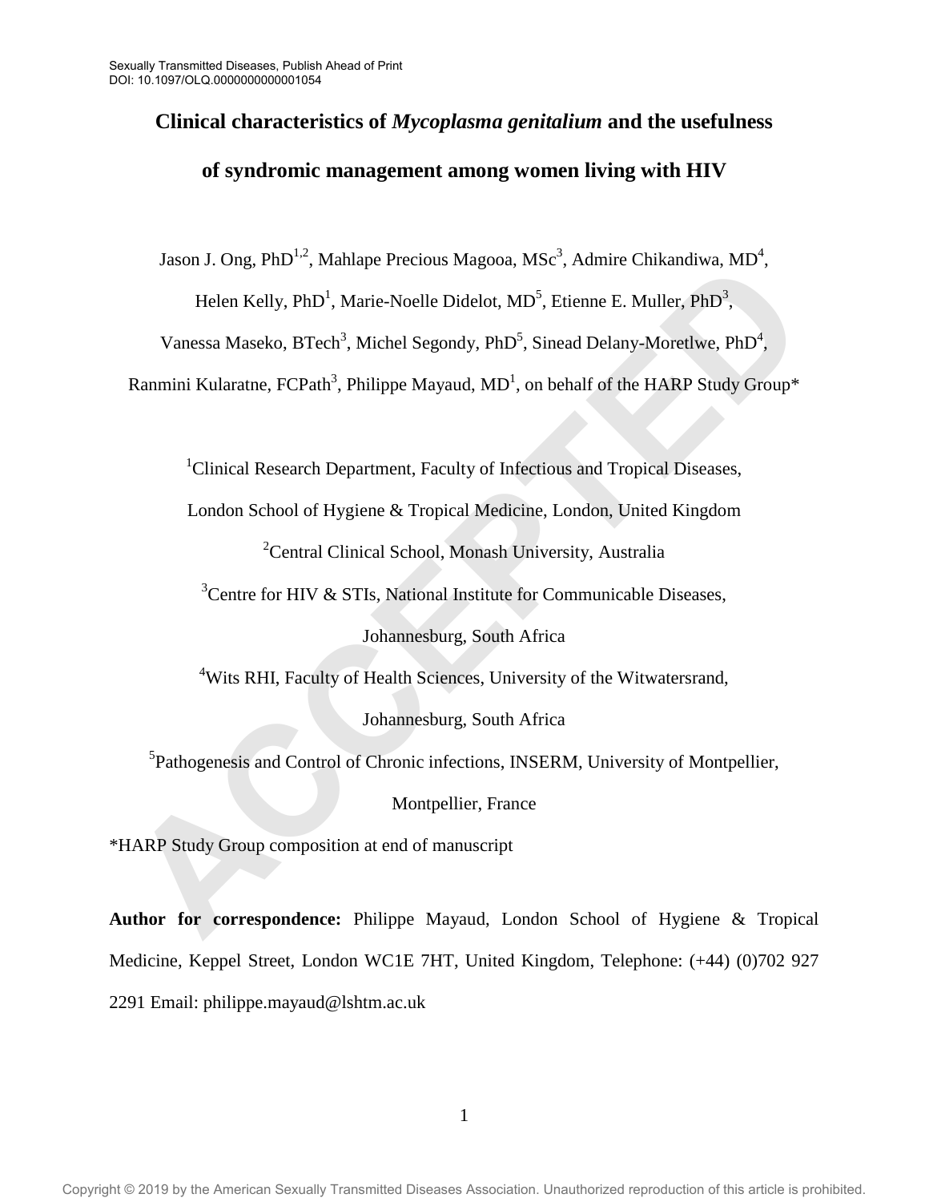# Clinical characteristics of *Mycoplasma genitalium* and the usefulness of syndromic management among women living with HIV

Jason J. Ong, PhD[1,2], Mahlape Precious Magooa, MSc[3], Admire Chikandiwa, MD[4], Helen Kelly, PhD[1], Marie-Noelle Didelot, MD[5], Etienne E. Muller, PhD[3], Vanessa Maseko, BTech[3], Michel Segondy, PhD[5], Sinead Delany-Moretlwe, PhD[4], Ranmini Kularatne, FCPath[3], Philippe Mayaud, MD[1], on behalf of the HARP Study Group*

[1]Clinical Research Department, Faculty of Infectious and Tropical Diseases, London School of Hygiene & Tropical Medicine, London, United Kingdom

[2]Central Clinical School, Monash University, Australia

[3]Centre for HIV & STIs, National Institute for Communicable Diseases, Johannesburg, South Africa

[4]Wits RHI, Faculty of Health Sciences, University of the Witwatersrand, Johannesburg, South Africa

[5]Pathogenesis and Control of Chronic infections, INSERM, University of Montpellier, Montpellier, France

*HARP Study Group composition at end of manuscript

**Author for correspondence:** Philippe Mayaud, London School of Hygiene & Tropical Medicine, Keppel Street, London WC1E 7HT, United Kingdom, Telephone: (+44) (0)702 927 2291 Email: philippe.mayaud@lshtm.ac.uk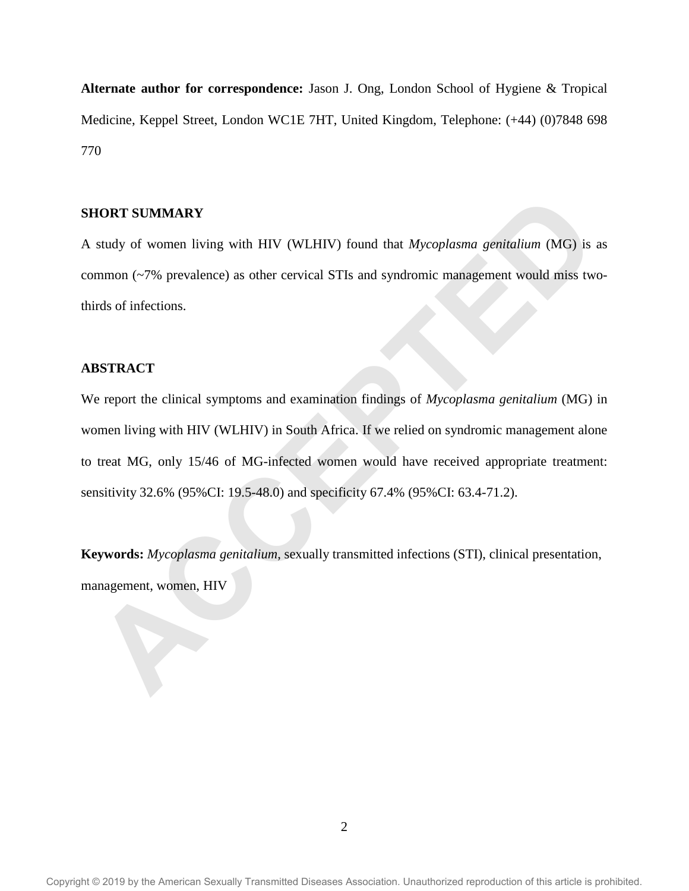**Alternate author for correspondence:** Jason J. Ong, London School of Hygiene & Tropical Medicine, Keppel Street, London WC1E 7HT, United Kingdom, Telephone: (+44) (0)7848 698 770

## SHORT SUMMARY

A study of women living with HIV (WLHIV) found that *Mycoplasma genitalium* (MG) is as common (~7% prevalence) as other cervical STIs and syndromic management would miss two-thirds of infections.

## ABSTRACT

We report the clinical symptoms and examination findings of *Mycoplasma genitalium* (MG) in women living with HIV (WLHIV) in South Africa. If we relied on syndromic management alone to treat MG, only 15/46 of MG-infected women would have received appropriate treatment: sensitivity 32.6% (95%CI: 19.5-48.0) and specificity 67.4% (95%CI: 63.4-71.2).

**Keywords:** *Mycoplasma genitalium*, sexually transmitted infections (STI), clinical presentation, management, women, HIV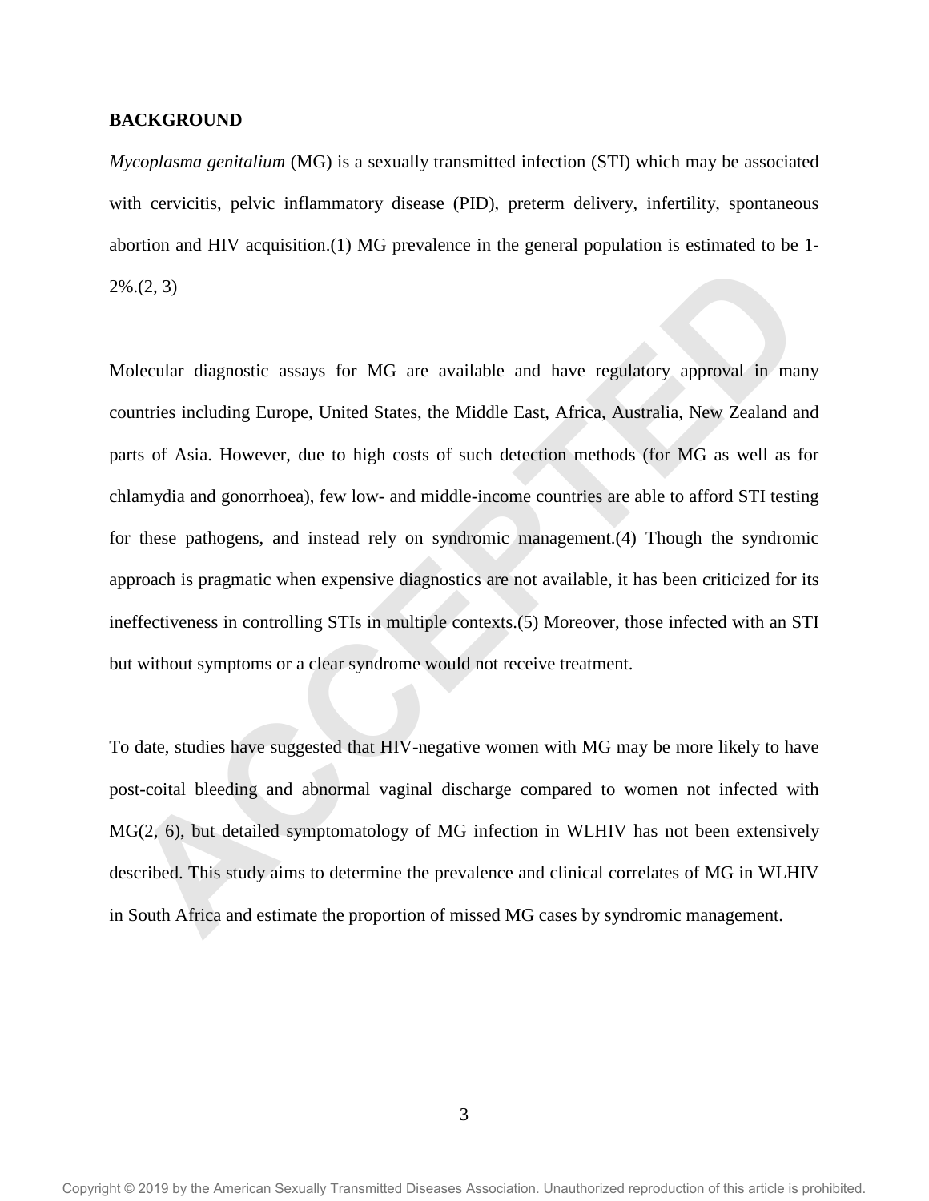## BACKGROUND

*Mycoplasma genitalium* (MG) is a sexually transmitted infection (STI) which may be associated with cervicitis, pelvic inflammatory disease (PID), preterm delivery, infertility, spontaneous abortion and HIV acquisition.(1) MG prevalence in the general population is estimated to be 1-2%.(2, 3)

Molecular diagnostic assays for MG are available and have regulatory approval in many countries including Europe, United States, the Middle East, Africa, Australia, New Zealand and parts of Asia. However, due to high costs of such detection methods (for MG as well as for chlamydia and gonorrhoea), few low- and middle-income countries are able to afford STI testing for these pathogens, and instead rely on syndromic management.(4) Though the syndromic approach is pragmatic when expensive diagnostics are not available, it has been criticized for its ineffectiveness in controlling STIs in multiple contexts.(5) Moreover, those infected with an STI but without symptoms or a clear syndrome would not receive treatment.

To date, studies have suggested that HIV-negative women with MG may be more likely to have post-coital bleeding and abnormal vaginal discharge compared to women not infected with MG(2, 6), but detailed symptomatology of MG infection in WLHIV has not been extensively described. This study aims to determine the prevalence and clinical correlates of MG in WLHIV in South Africa and estimate the proportion of missed MG cases by syndromic management.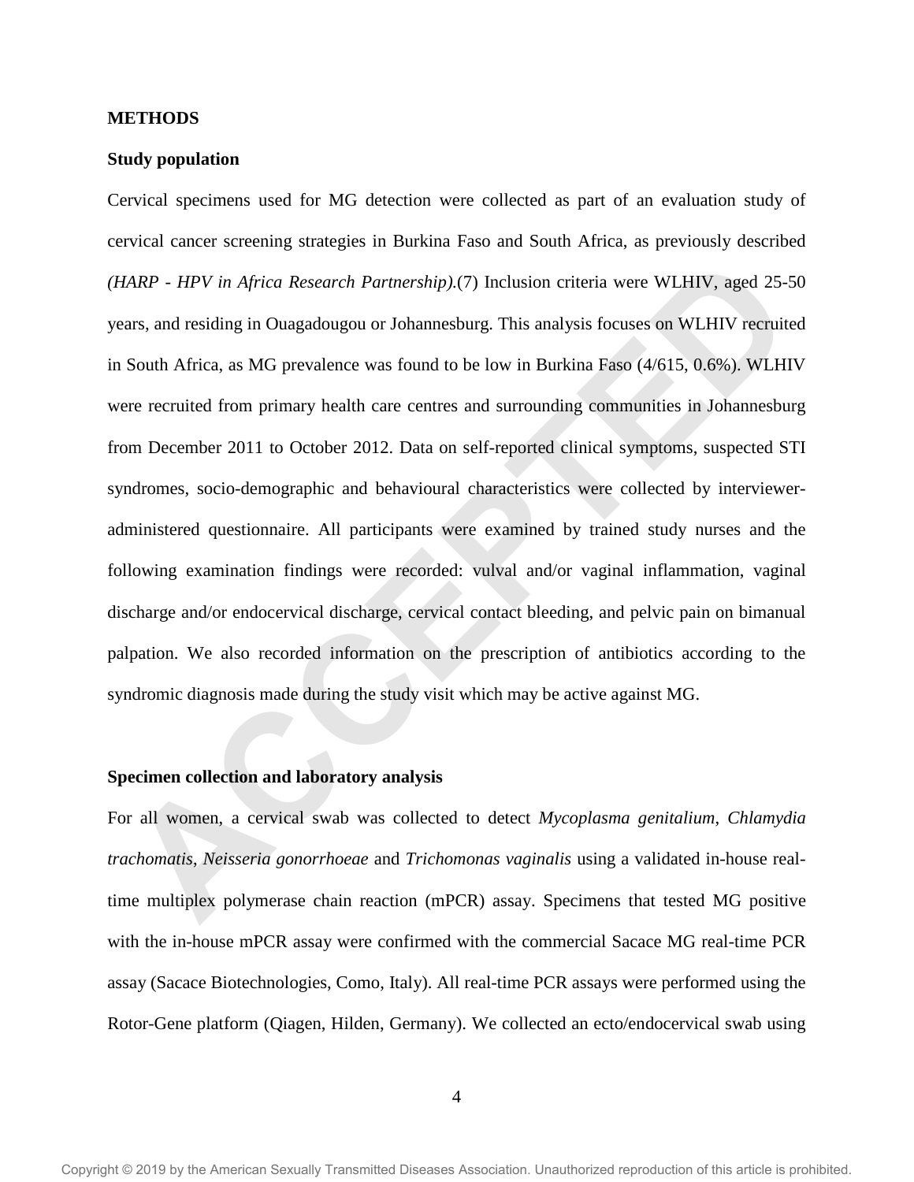## METHODS

### Study population

Cervical specimens used for MG detection were collected as part of an evaluation study of cervical cancer screening strategies in Burkina Faso and South Africa, as previously described *(HARP - HPV in Africa Research Partnership)*.(7) Inclusion criteria were WLHIV, aged 25-50 years, and residing in Ouagadougou or Johannesburg. This analysis focuses on WLHIV recruited in South Africa, as MG prevalence was found to be low in Burkina Faso (4/615, 0.6%). WLHIV were recruited from primary health care centres and surrounding communities in Johannesburg from December 2011 to October 2012. Data on self-reported clinical symptoms, suspected STI syndromes, socio-demographic and behavioural characteristics were collected by interviewer-administered questionnaire. All participants were examined by trained study nurses and the following examination findings were recorded: vulval and/or vaginal inflammation, vaginal discharge and/or endocervical discharge, cervical contact bleeding, and pelvic pain on bimanual palpation. We also recorded information on the prescription of antibiotics according to the syndromic diagnosis made during the study visit which may be active against MG.

### Specimen collection and laboratory analysis

For all women, a cervical swab was collected to detect *Mycoplasma genitalium*, *Chlamydia trachomatis*, *Neisseria gonorrhoeae* and *Trichomonas vaginalis* using a validated in-house real-time multiplex polymerase chain reaction (mPCR) assay. Specimens that tested MG positive with the in-house mPCR assay were confirmed with the commercial Sacace MG real-time PCR assay (Sacace Biotechnologies, Como, Italy). All real-time PCR assays were performed using the Rotor-Gene platform (Qiagen, Hilden, Germany). We collected an ecto/endocervical swab using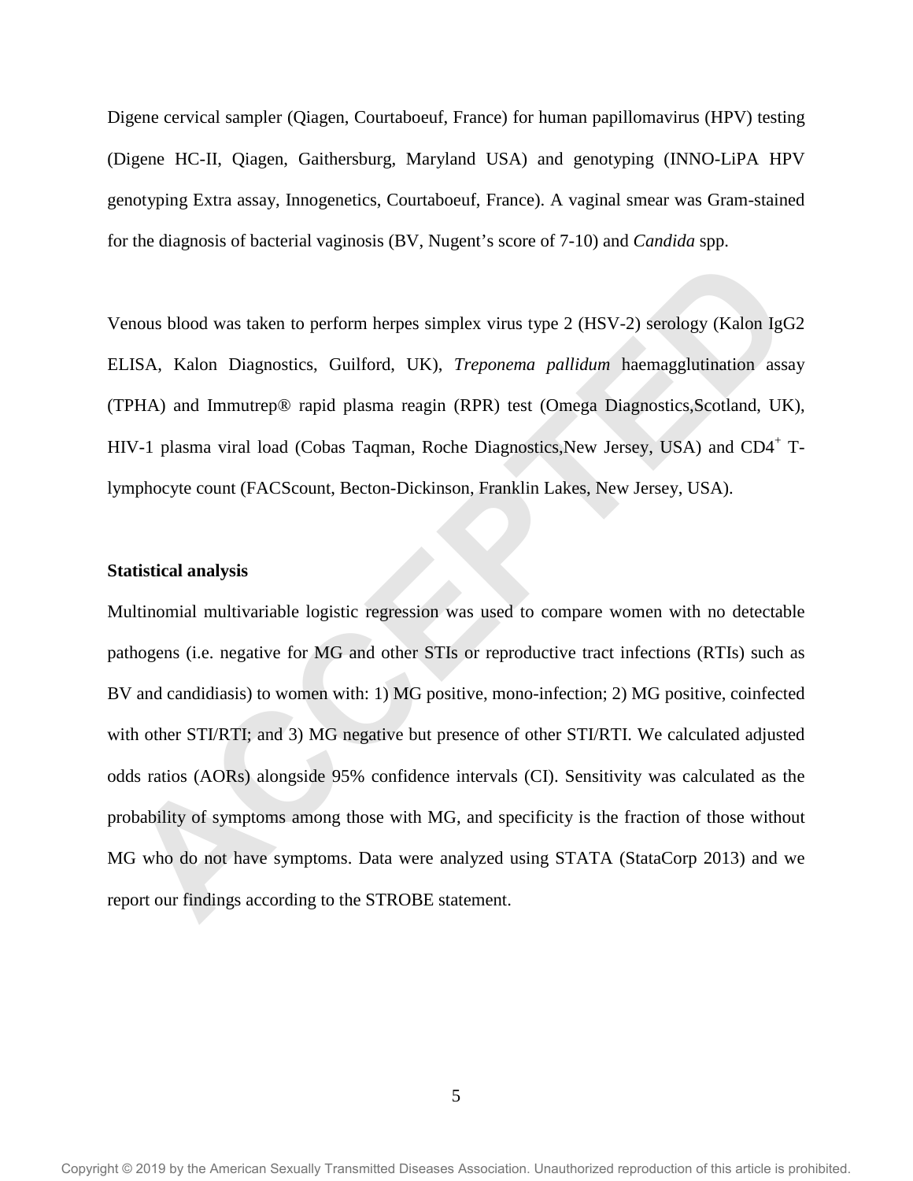Digene cervical sampler (Qiagen, Courtaboeuf, France) for human papillomavirus (HPV) testing (Digene HC-II, Qiagen, Gaithersburg, Maryland USA) and genotyping (INNO-LiPA HPV genotyping Extra assay, Innogenetics, Courtaboeuf, France). A vaginal smear was Gram-stained for the diagnosis of bacterial vaginosis (BV, Nugent's score of 7-10) and *Candida* spp.

Venous blood was taken to perform herpes simplex virus type 2 (HSV-2) serology (Kalon IgG2 ELISA, Kalon Diagnostics, Guilford, UK), *Treponema pallidum* haemagglutination assay (TPHA) and Immutrep® rapid plasma reagin (RPR) test (Omega Diagnostics,Scotland, UK), HIV-1 plasma viral load (Cobas Taqman, Roche Diagnostics,New Jersey, USA) and $CD4^{+}$ T-lymphocyte count (FACScount, Becton-Dickinson, Franklin Lakes, New Jersey, USA).

**Statistical analysis**

Multinomial multivariable logistic regression was used to compare women with no detectable pathogens (i.e. negative for MG and other STIs or reproductive tract infections (RTIs) such as BV and candidiasis) to women with: 1) MG positive, mono-infection; 2) MG positive, coinfected with other STI/RTI; and 3) MG negative but presence of other STI/RTI. We calculated adjusted odds ratios (AORs) alongside 95% confidence intervals (CI). Sensitivity was calculated as the probability of symptoms among those with MG, and specificity is the fraction of those without MG who do not have symptoms. Data were analyzed using STATA (StataCorp 2013) and we report our findings according to the STROBE statement.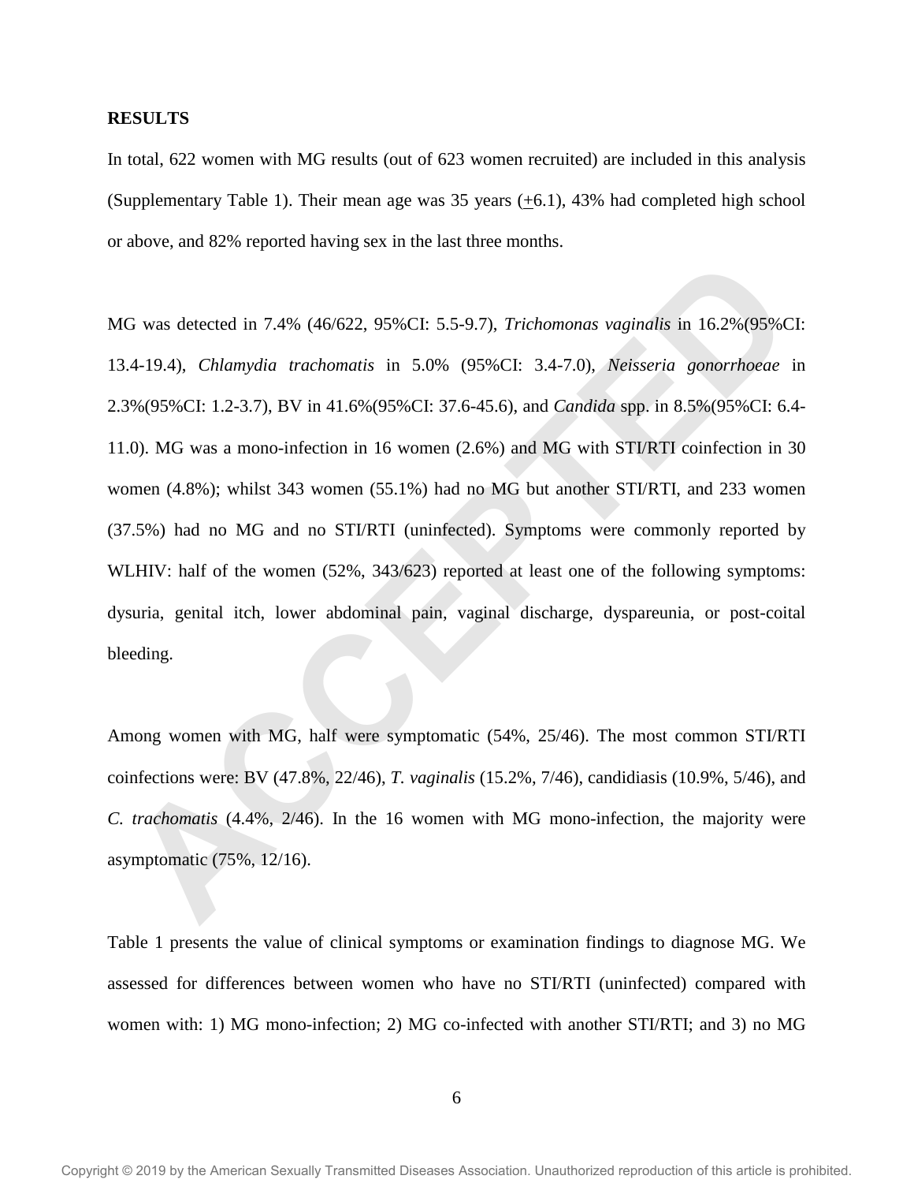## RESULTS

In total, 622 women with MG results (out of 623 women recruited) are included in this analysis (Supplementary Table 1). Their mean age was 35 years (±6.1), 43% had completed high school or above, and 82% reported having sex in the last three months.

MG was detected in 7.4% (46/622, 95%CI: 5.5-9.7), *Trichomonas vaginalis* in 16.2%(95%CI: 13.4-19.4), *Chlamydia trachomatis* in 5.0% (95%CI: 3.4-7.0), *Neisseria gonorrhoeae* in 2.3%(95%CI: 1.2-3.7), BV in 41.6%(95%CI: 37.6-45.6), and *Candida* spp. in 8.5%(95%CI: 6.4-11.0). MG was a mono-infection in 16 women (2.6%) and MG with STI/RTI coinfection in 30 women (4.8%); whilst 343 women (55.1%) had no MG but another STI/RTI, and 233 women (37.5%) had no MG and no STI/RTI (uninfected). Symptoms were commonly reported by WLHIV: half of the women (52%, 343/623) reported at least one of the following symptoms: dysuria, genital itch, lower abdominal pain, vaginal discharge, dyspareunia, or post-coital bleeding.

Among women with MG, half were symptomatic (54%, 25/46). The most common STI/RTI coinfections were: BV (47.8%, 22/46), *T. vaginalis* (15.2%, 7/46), candidiasis (10.9%, 5/46), and *C. trachomatis* (4.4%, 2/46). In the 16 women with MG mono-infection, the majority were asymptomatic (75%, 12/16).

Table 1 presents the value of clinical symptoms or examination findings to diagnose MG. We assessed for differences between women who have no STI/RTI (uninfected) compared with women with: 1) MG mono-infection; 2) MG co-infected with another STI/RTI; and 3) no MG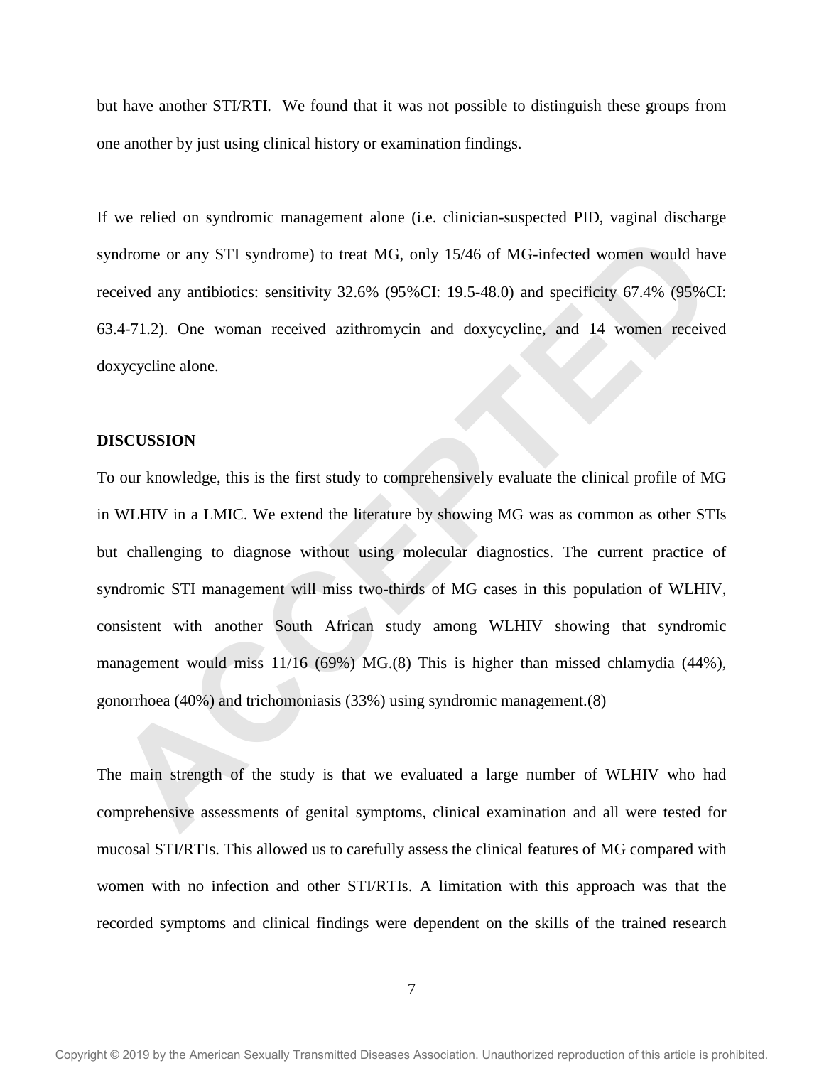but have another STI/RTI. We found that it was not possible to distinguish these groups from one another by just using clinical history or examination findings.

If we relied on syndromic management alone (i.e. clinician-suspected PID, vaginal discharge syndrome or any STI syndrome) to treat MG, only 15/46 of MG-infected women would have received any antibiotics: sensitivity 32.6% (95%CI: 19.5-48.0) and specificity 67.4% (95%CI: 63.4-71.2). One woman received azithromycin and doxycycline, and 14 women received doxycycline alone.

## DISCUSSION

To our knowledge, this is the first study to comprehensively evaluate the clinical profile of MG in WLHIV in a LMIC. We extend the literature by showing MG was as common as other STIs but challenging to diagnose without using molecular diagnostics. The current practice of syndromic STI management will miss two-thirds of MG cases in this population of WLHIV, consistent with another South African study among WLHIV showing that syndromic management would miss 11/16 (69%) MG.(8) This is higher than missed chlamydia (44%), gonorrhoea (40%) and trichomoniasis (33%) using syndromic management.(8)

The main strength of the study is that we evaluated a large number of WLHIV who had comprehensive assessments of genital symptoms, clinical examination and all were tested for mucosal STI/RTIs. This allowed us to carefully assess the clinical features of MG compared with women with no infection and other STI/RTIs. A limitation with this approach was that the recorded symptoms and clinical findings were dependent on the skills of the trained research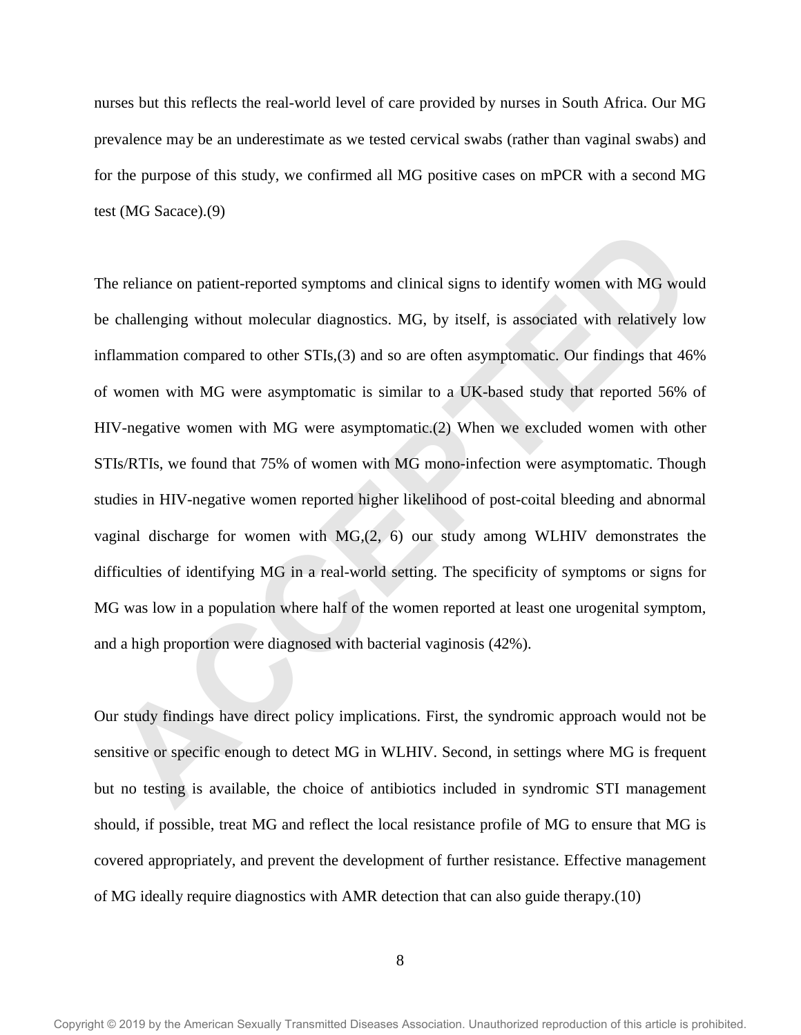nurses but this reflects the real-world level of care provided by nurses in South Africa. Our MG prevalence may be an underestimate as we tested cervical swabs (rather than vaginal swabs) and for the purpose of this study, we confirmed all MG positive cases on mPCR with a second MG test (MG Sacace).(9)

The reliance on patient-reported symptoms and clinical signs to identify women with MG would be challenging without molecular diagnostics. MG, by itself, is associated with relatively low inflammation compared to other STIs,(3) and so are often asymptomatic. Our findings that 46% of women with MG were asymptomatic is similar to a UK-based study that reported 56% of HIV-negative women with MG were asymptomatic.(2) When we excluded women with other STIs/RTIs, we found that 75% of women with MG mono-infection were asymptomatic. Though studies in HIV-negative women reported higher likelihood of post-coital bleeding and abnormal vaginal discharge for women with MG,(2, 6) our study among WLHIV demonstrates the difficulties of identifying MG in a real-world setting. The specificity of symptoms or signs for MG was low in a population where half of the women reported at least one urogenital symptom, and a high proportion were diagnosed with bacterial vaginosis (42%).

Our study findings have direct policy implications. First, the syndromic approach would not be sensitive or specific enough to detect MG in WLHIV. Second, in settings where MG is frequent but no testing is available, the choice of antibiotics included in syndromic STI management should, if possible, treat MG and reflect the local resistance profile of MG to ensure that MG is covered appropriately, and prevent the development of further resistance. Effective management of MG ideally require diagnostics with AMR detection that can also guide therapy.(10)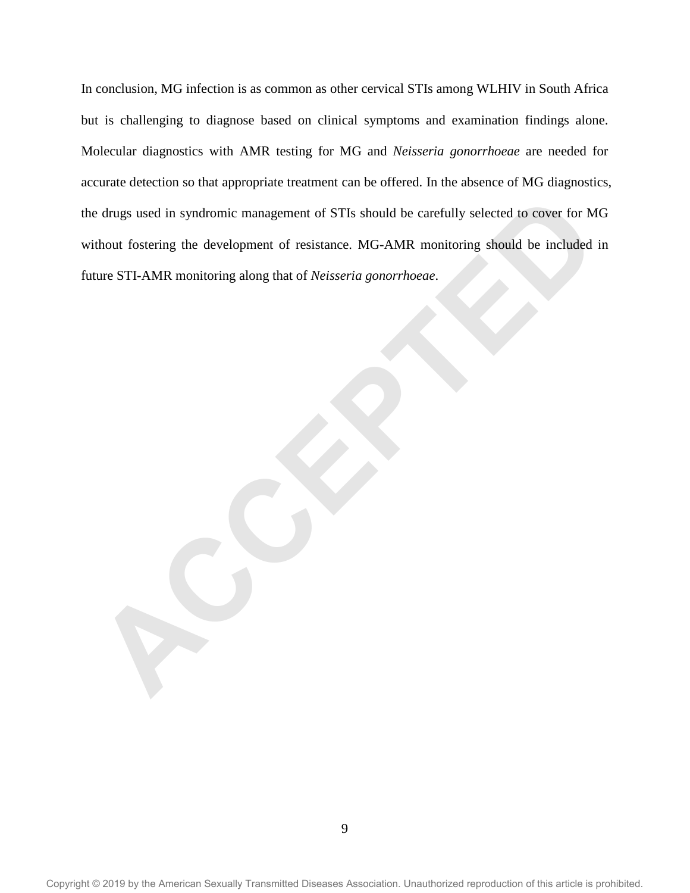In conclusion, MG infection is as common as other cervical STIs among WLHIV in South Africa but is challenging to diagnose based on clinical symptoms and examination findings alone. Molecular diagnostics with AMR testing for MG and *Neisseria gonorrhoeae* are needed for accurate detection so that appropriate treatment can be offered. In the absence of MG diagnostics, the drugs used in syndromic management of STIs should be carefully selected to cover for MG without fostering the development of resistance. MG-AMR monitoring should be included in future STI-AMR monitoring along that of *Neisseria gonorrhoeae*.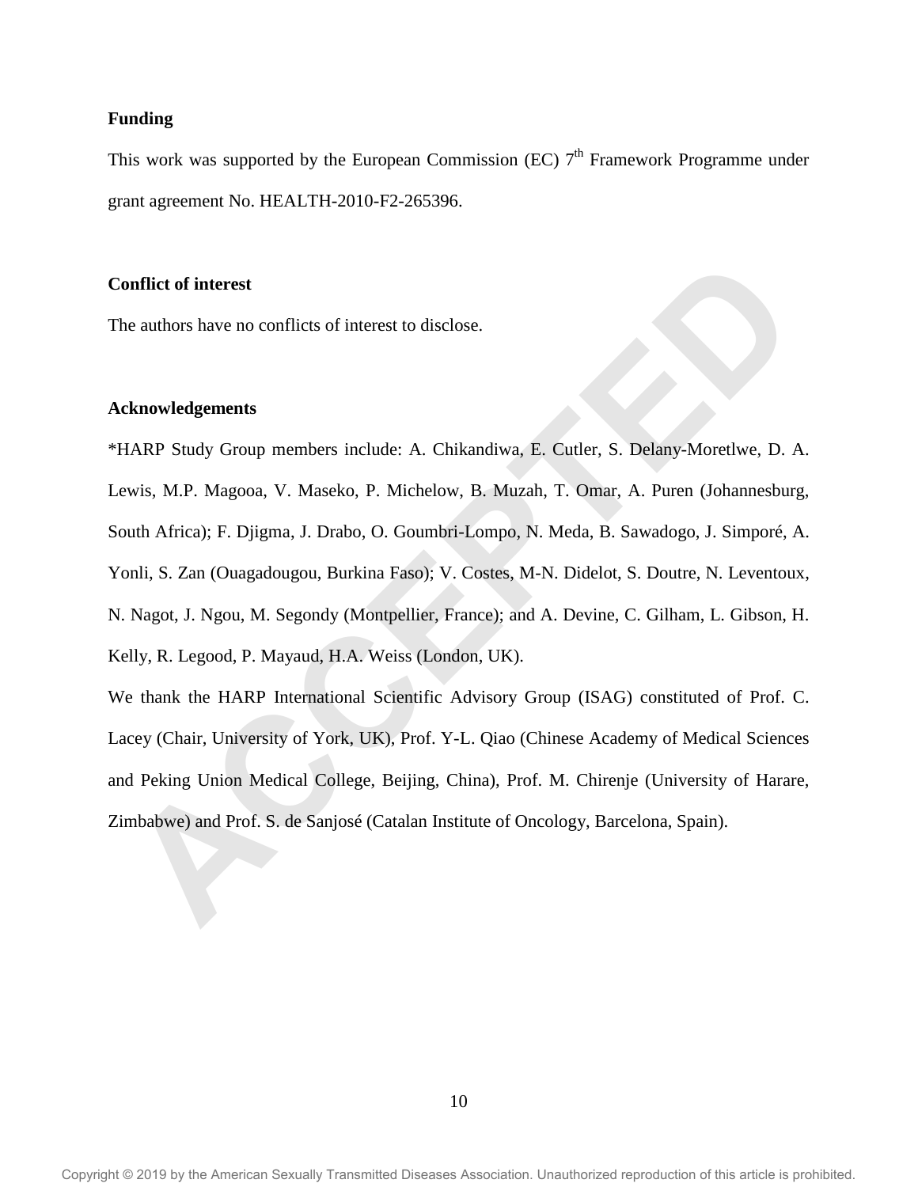**Funding**

This work was supported by the European Commission (EC) 7$^{th}$ Framework Programme under grant agreement No. HEALTH-2010-F2-265396.

**Conflict of interest**

The authors have no conflicts of interest to disclose.

**Acknowledgements**

*HARP Study Group members include: A. Chikandiwa, E. Cutler, S. Delany-Moretlwe, D. A. Lewis, M.P. Magooa, V. Maseko, P. Michelow, B. Muzah, T. Omar, A. Puren (Johannesburg, South Africa); F. Djigma, J. Drabo, O. Goumbri-Lompo, N. Meda, B. Sawadogo, J. Simporé, A. Yonli, S. Zan (Ouagadougou, Burkina Faso); V. Costes, M-N. Didelot, S. Doutre, N. Leventoux, N. Nagot, J. Ngou, M. Segondy (Montpellier, France); and A. Devine, C. Gilham, L. Gibson, H. Kelly, R. Legood, P. Mayaud, H.A. Weiss (London, UK).

We thank the HARP International Scientific Advisory Group (ISAG) constituted of Prof. C. Lacey (Chair, University of York, UK), Prof. Y-L. Qiao (Chinese Academy of Medical Sciences and Peking Union Medical College, Beijing, China), Prof. M. Chirenje (University of Harare, Zimbabwe) and Prof. S. de Sanjosé (Catalan Institute of Oncology, Barcelona, Spain).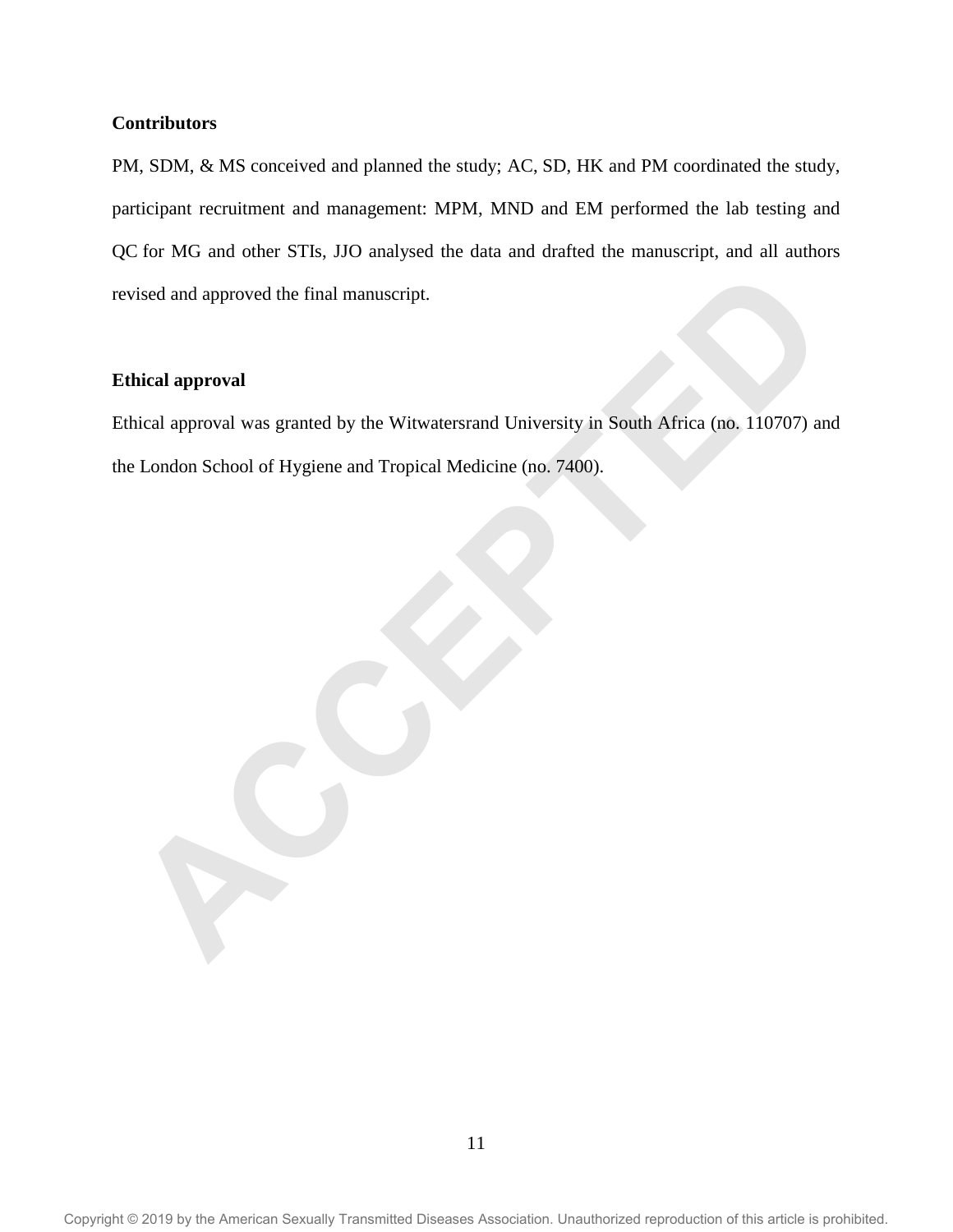**Contributors**

PM, SDM, & MS conceived and planned the study; AC, SD, HK and PM coordinated the study, participant recruitment and management: MPM, MND and EM performed the lab testing and QC for MG and other STIs, JJO analysed the data and drafted the manuscript, and all authors revised and approved the final manuscript.

**Ethical approval**

Ethical approval was granted by the Witwatersrand University in South Africa (no. 110707) and the London School of Hygiene and Tropical Medicine (no. 7400).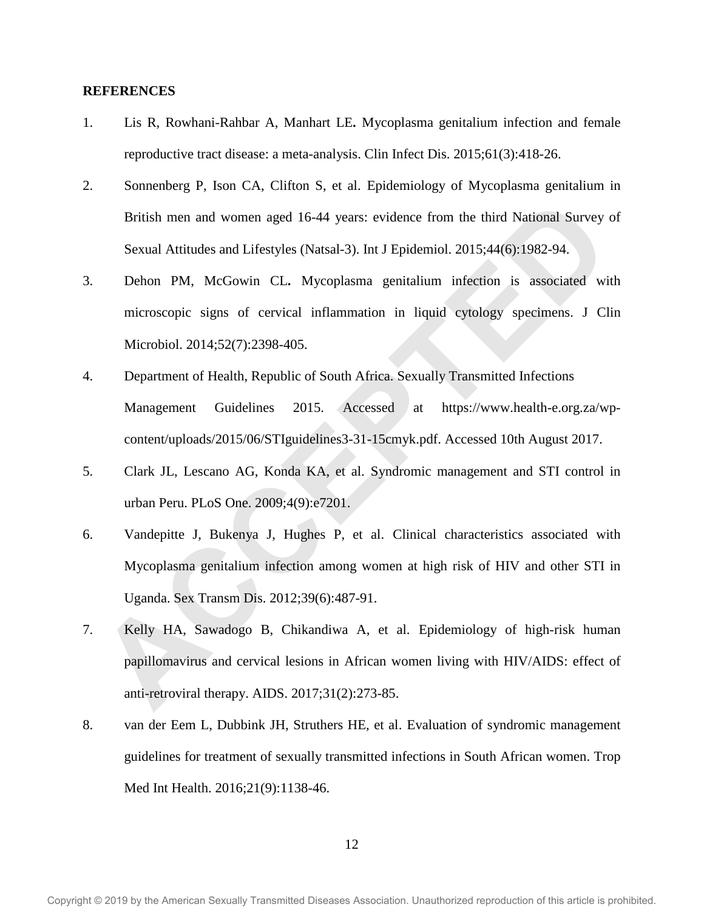**REFERENCES**

1. Lis R, Rowhani-Rahbar A, Manhart LE**.** Mycoplasma genitalium infection and female reproductive tract disease: a meta-analysis. Clin Infect Dis. 2015;61(3):418-26.
2. Sonnenberg P, Ison CA, Clifton S, et al. Epidemiology of Mycoplasma genitalium in British men and women aged 16-44 years: evidence from the third National Survey of Sexual Attitudes and Lifestyles (Natsal-3). Int J Epidemiol. 2015;44(6):1982-94.
3. Dehon PM, McGowin CL**.** Mycoplasma genitalium infection is associated with microscopic signs of cervical inflammation in liquid cytology specimens. J Clin Microbiol. 2014;52(7):2398-405.
4. Department of Health, Republic of South Africa. Sexually Transmitted Infections Management Guidelines 2015. Accessed at https://www.health-e.org.za/wp-content/uploads/2015/06/STIguidelines3-31-15cmyk.pdf. Accessed 10th August 2017.
5. Clark JL, Lescano AG, Konda KA, et al. Syndromic management and STI control in urban Peru. PLoS One. 2009;4(9):e7201.
6. Vandepitte J, Bukenya J, Hughes P, et al. Clinical characteristics associated with Mycoplasma genitalium infection among women at high risk of HIV and other STI in Uganda. Sex Transm Dis. 2012;39(6):487-91.
7. Kelly HA, Sawadogo B, Chikandiwa A, et al. Epidemiology of high-risk human papillomavirus and cervical lesions in African women living with HIV/AIDS: effect of anti-retroviral therapy. AIDS. 2017;31(2):273-85.
8. van der Eem L, Dubbink JH, Struthers HE, et al. Evaluation of syndromic management guidelines for treatment of sexually transmitted infections in South African women. Trop Med Int Health. 2016;21(9):1138-46.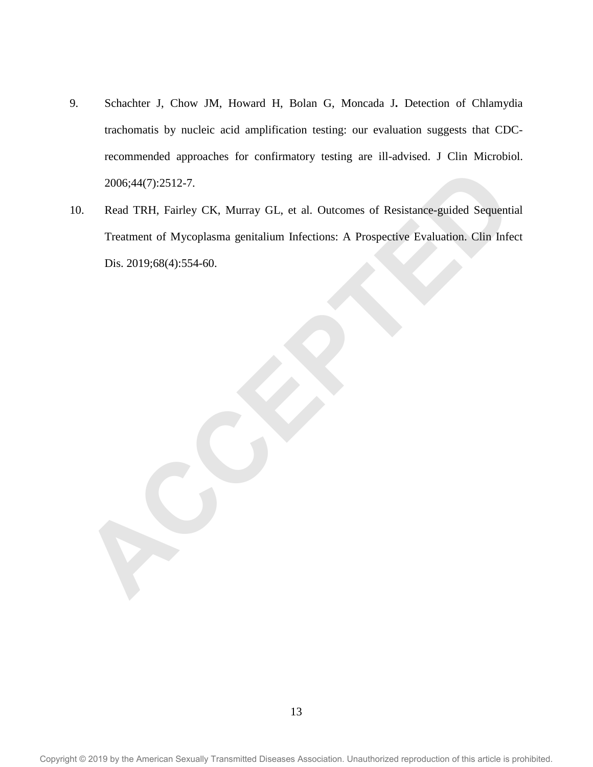9. Schachter J, Chow JM, Howard H, Bolan G, Moncada J**.** Detection of Chlamydia trachomatis by nucleic acid amplification testing: our evaluation suggests that CDC-recommended approaches for confirmatory testing are ill-advised. J Clin Microbiol. 2006;44(7):2512-7.
10. Read TRH, Fairley CK, Murray GL, et al. Outcomes of Resistance-guided Sequential Treatment of Mycoplasma genitalium Infections: A Prospective Evaluation. Clin Infect Dis. 2019;68(4):554-60.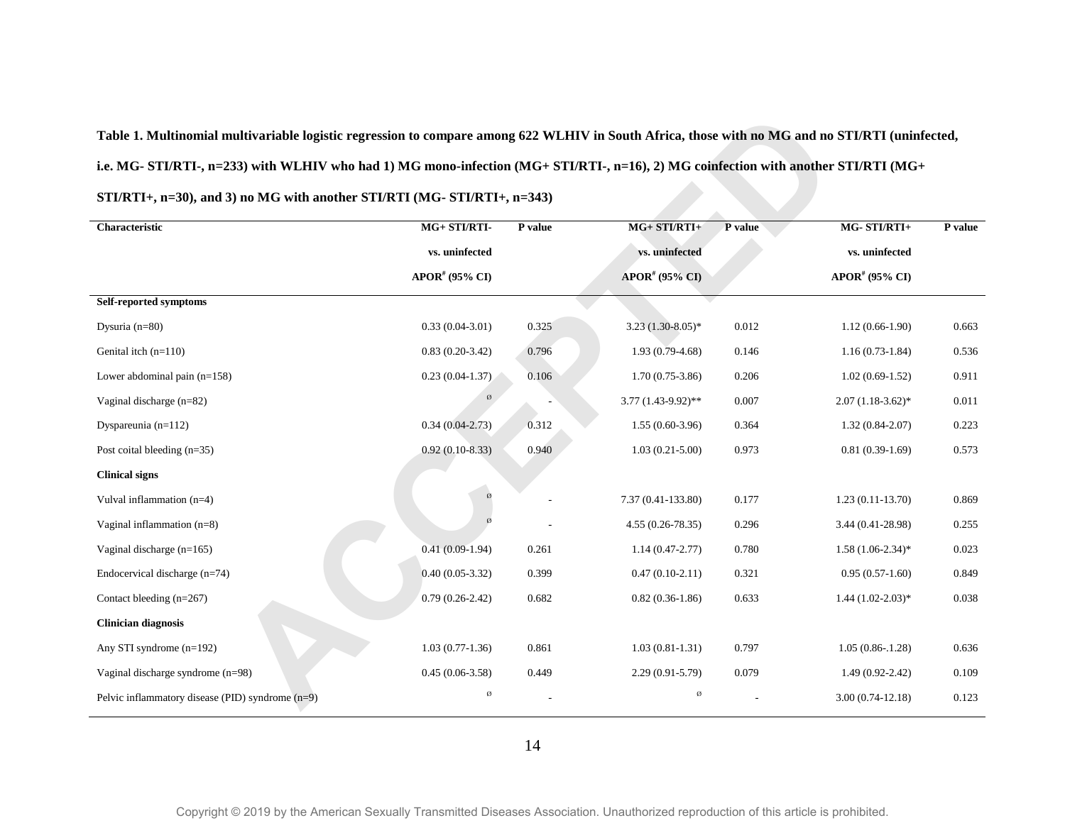**Table 1. Multinomial multivariable logistic regression to compare among 622 WLHIV in South Africa, those with no MG and no STI/RTI (uninfected, i.e. MG- STI/RTI-, n=233) with WLHIV who had 1) MG mono-infection (MG+ STI/RTI-, n=16), 2) MG coinfection with another STI/RTI (MG+ STI/RTI+, n=30), and 3) no MG with another STI/RTI (MG- STI/RTI+, n=343)**

| Characteristic | MG+ STI/RTI- vs. uninfected APOR[#] (95% CI) | P value | MG+ STI/RTI+ vs. uninfected APOR[#] (95% CI) | P value | MG- STI/RTI+ vs. uninfected APOR[#] (95% CI) | P value |
|---|---|---|---|---|---|---|
| **Self-reported symptoms** | | | | | | |
| Dysuria (n=80) | 0.33 (0.04-3.01) | 0.325 | 3.23 (1.30-8.05)* | 0.012 | 1.12 (0.66-1.90) | 0.663 |
| Genital itch (n=110) | 0.83 (0.20-3.42) | 0.796 | 1.93 (0.79-4.68) | 0.146 | 1.16 (0.73-1.84) | 0.536 |
| Lower abdominal pain (n=158) | 0.23 (0.04-1.37) | 0.106 | 1.70 (0.75-3.86) | 0.206 | 1.02 (0.69-1.52) | 0.911 |
| Vaginal discharge (n=82) | ø | - | 3.77 (1.43-9.92)** | 0.007 | 2.07 (1.18-3.62)* | 0.011 |
| Dyspareunia (n=112) | 0.34 (0.04-2.73) | 0.312 | 1.55 (0.60-3.96) | 0.364 | 1.32 (0.84-2.07) | 0.223 |
| Post coital bleeding (n=35) | 0.92 (0.10-8.33) | 0.940 | 1.03 (0.21-5.00) | 0.973 | 0.81 (0.39-1.69) | 0.573 |
| **Clinical signs** | | | | | | |
| Vulval inflammation (n=4) | ø | - | 7.37 (0.41-133.80) | 0.177 | 1.23 (0.11-13.70) | 0.869 |
| Vaginal inflammation (n=8) | ø | - | 4.55 (0.26-78.35) | 0.296 | 3.44 (0.41-28.98) | 0.255 |
| Vaginal discharge (n=165) | 0.41 (0.09-1.94) | 0.261 | 1.14 (0.47-2.77) | 0.780 | 1.58 (1.06-2.34)* | 0.023 |
| Endocervical discharge (n=74) | 0.40 (0.05-3.32) | 0.399 | 0.47 (0.10-2.11) | 0.321 | 0.95 (0.57-1.60) | 0.849 |
| Contact bleeding (n=267) | 0.79 (0.26-2.42) | 0.682 | 0.82 (0.36-1.86) | 0.633 | 1.44 (1.02-2.03)* | 0.038 |
| **Clinician diagnosis** | | | | | | |
| Any STI syndrome (n=192) | 1.03 (0.77-1.36) | 0.861 | 1.03 (0.81-1.31) | 0.797 | 1.05 (0.86-.1.28) | 0.636 |
| Vaginal discharge syndrome (n=98) | 0.45 (0.06-3.58) | 0.449 | 2.29 (0.91-5.79) | 0.079 | 1.49 (0.92-2.42) | 0.109 |
| Pelvic inflammatory disease (PID) syndrome (n=9) | ø | - | ø | - | 3.00 (0.74-12.18) | 0.123 |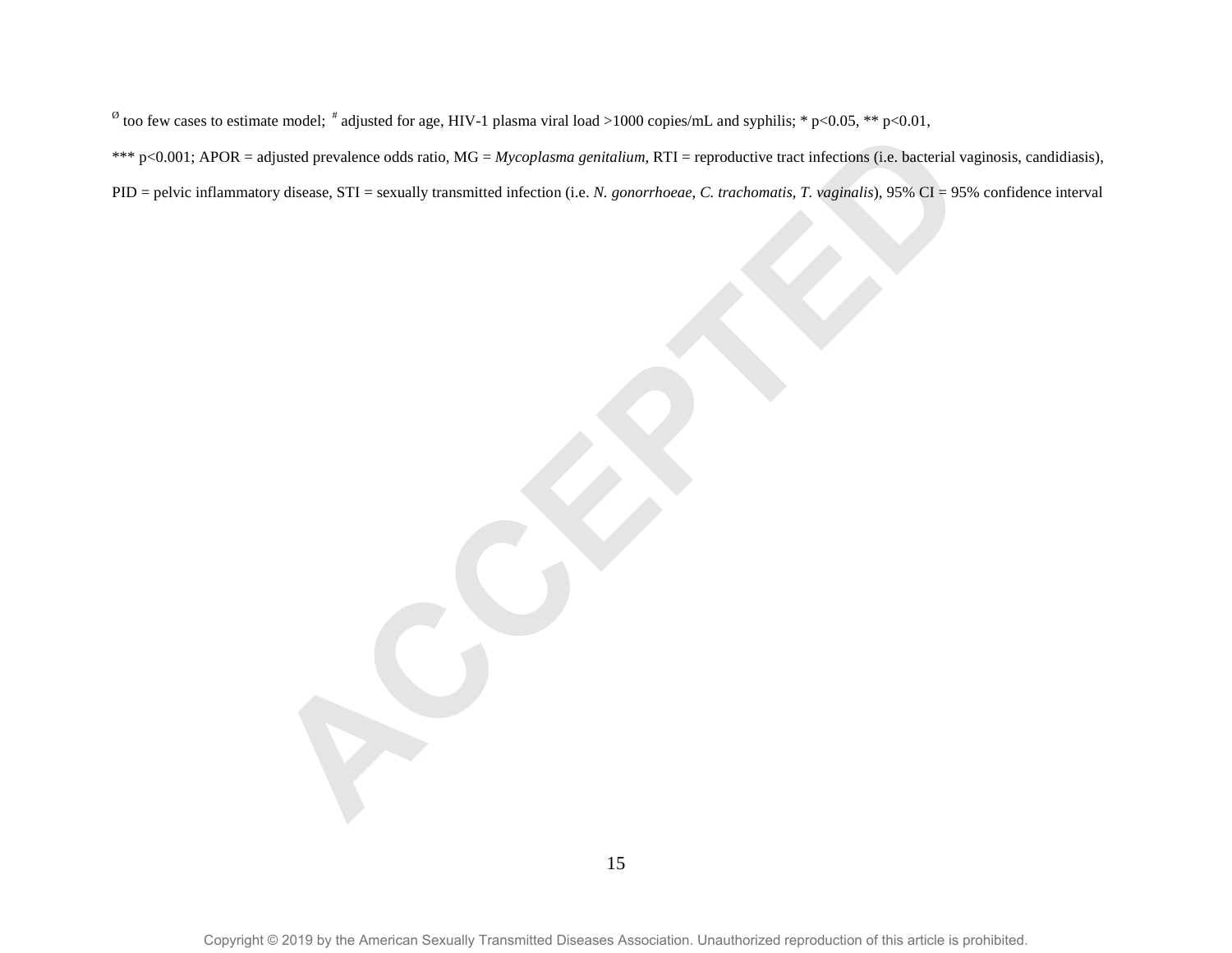Ø too few cases to estimate model; # adjusted for age, HIV-1 plasma viral load >1000 copies/mL and syphilis; * $p<0.05$, ** $p<0.01$, *** $p<0.001$; APOR = adjusted prevalence odds ratio, MG = *Mycoplasma genitalium*, RTI = reproductive tract infections (i.e. bacterial vaginosis, candidiasis), PID = pelvic inflammatory disease, STI = sexually transmitted infection (i.e. *N. gonorrhoeae, C. trachomatis, T. vaginalis*), 95% CI = 95% confidence interval